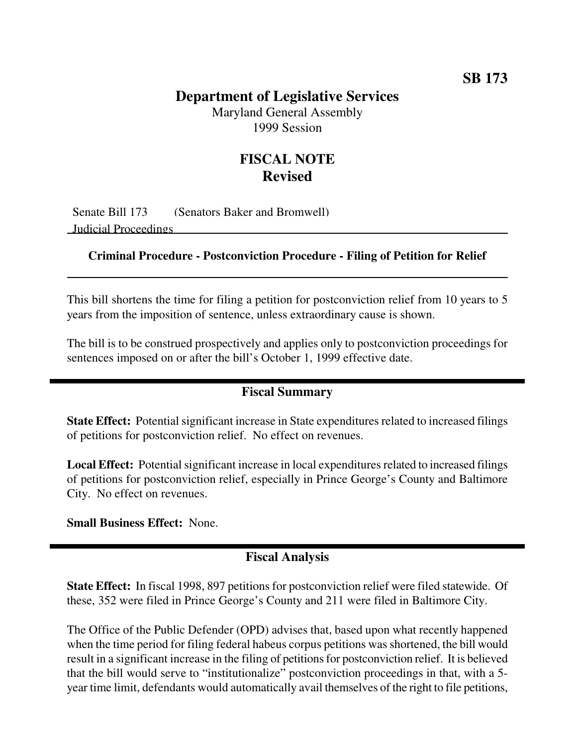**SB 173**

# Department of Legislative Services

Maryland General Assembly
1999 Session

## FISCAL NOTE
## Revised

Senate Bill 173 (Senators Baker and Bromwell)
Judicial Proceedings

**Criminal Procedure - Postconviction Procedure - Filing of Petition for Relief**

This bill shortens the time for filing a petition for postconviction relief from 10 years to 5 years from the imposition of sentence, unless extraordinary cause is shown.

The bill is to be construed prospectively and applies only to postconviction proceedings for sentences imposed on or after the bill's October 1, 1999 effective date.

## Fiscal Summary

**State Effect:** Potential significant increase in State expenditures related to increased filings of petitions for postconviction relief. No effect on revenues.

**Local Effect:** Potential significant increase in local expenditures related to increased filings of petitions for postconviction relief, especially in Prince George's County and Baltimore City. No effect on revenues.

**Small Business Effect:** None.

## Fiscal Analysis

**State Effect:** In fiscal 1998, 897 petitions for postconviction relief were filed statewide. Of these, 352 were filed in Prince George's County and 211 were filed in Baltimore City.

The Office of the Public Defender (OPD) advises that, based upon what recently happened when the time period for filing federal habeus corpus petitions was shortened, the bill would result in a significant increase in the filing of petitions for postconviction relief. It is believed that the bill would serve to "institutionalize" postconviction proceedings in that, with a 5-year time limit, defendants would automatically avail themselves of the right to file petitions,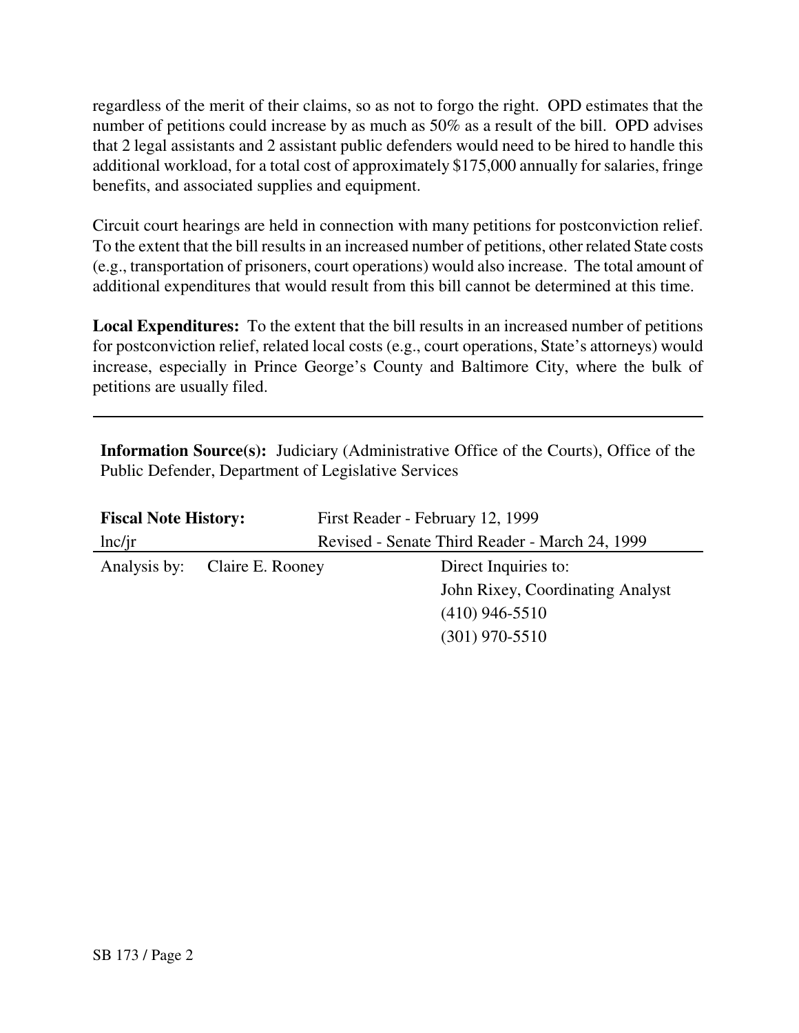regardless of the merit of their claims, so as not to forgo the right. OPD estimates that the number of petitions could increase by as much as 50% as a result of the bill. OPD advises that 2 legal assistants and 2 assistant public defenders would need to be hired to handle this additional workload, for a total cost of approximately $175,000 annually for salaries, fringe benefits, and associated supplies and equipment.

Circuit court hearings are held in connection with many petitions for postconviction relief. To the extent that the bill results in an increased number of petitions, other related State costs (e.g., transportation of prisoners, court operations) would also increase. The total amount of additional expenditures that would result from this bill cannot be determined at this time.

**Local Expenditures:** To the extent that the bill results in an increased number of petitions for postconviction relief, related local costs (e.g., court operations, State's attorneys) would increase, especially in Prince George's County and Baltimore City, where the bulk of petitions are usually filed.

---

**Information Source(s):** Judiciary (Administrative Office of the Courts), Office of the Public Defender, Department of Legislative Services

**Fiscal Note History:** First Reader - February 12, 1999
lnc/jr Revised - Senate Third Reader - March 24, 1999

Analysis by: Claire E. Rooney

Direct Inquiries to:
John Rixey, Coordinating Analyst
(410) 946-5510
(301) 970-5510

SB 173 / Page 2